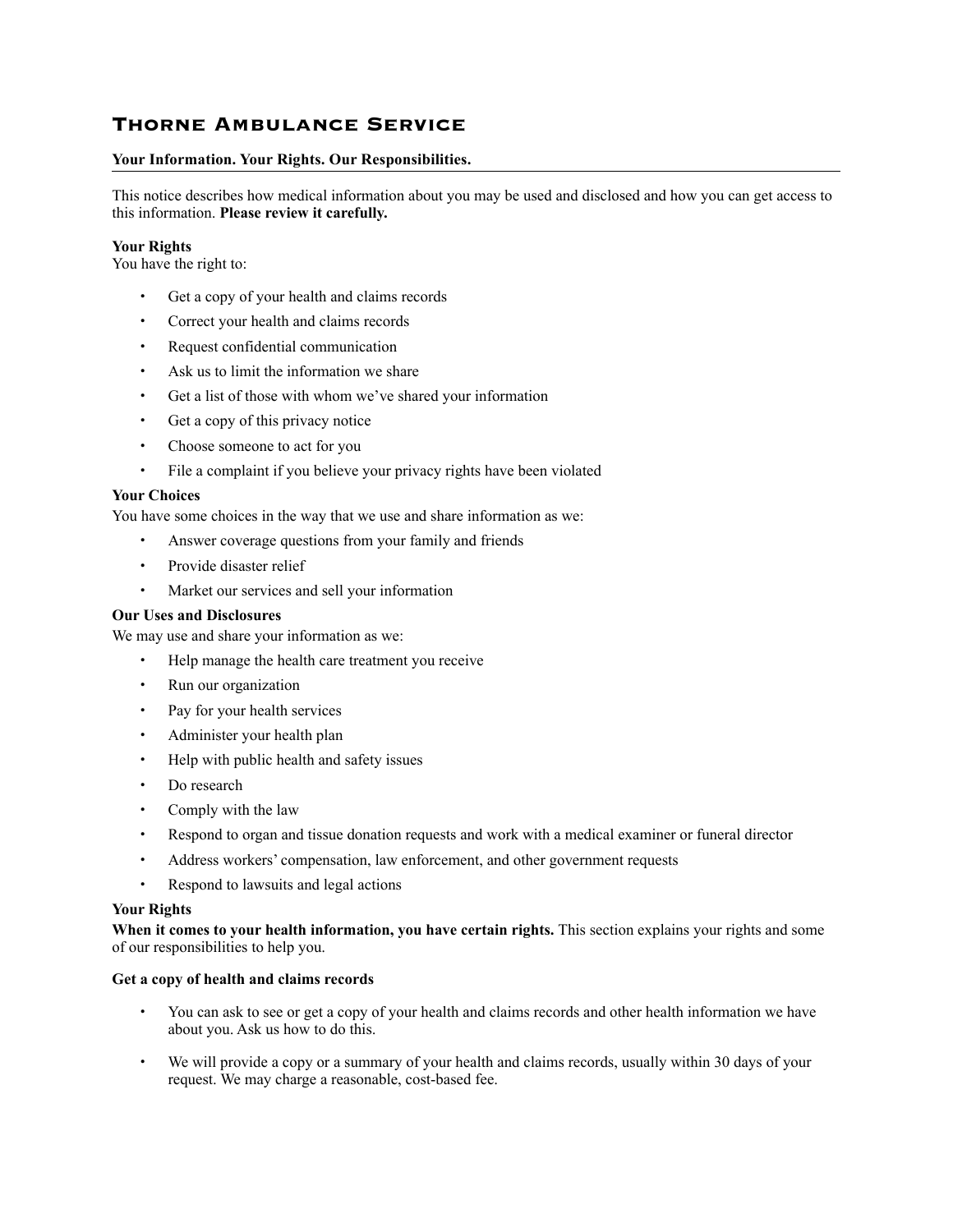# Thorne Ambulance Service

**Your Information. Your Rights. Our Responsibilities.**

This notice describes how medical information about you may be used and disclosed and how you can get access to this information. **Please review it carefully.**

**Your Rights**

You have the right to:

- Get a copy of your health and claims records
- Correct your health and claims records
- Request confidential communication
- Ask us to limit the information we share
- Get a list of those with whom we've shared your information
- Get a copy of this privacy notice
- Choose someone to act for you
- File a complaint if you believe your privacy rights have been violated

**Your Choices**

You have some choices in the way that we use and share information as we:

- Answer coverage questions from your family and friends
- Provide disaster relief
- Market our services and sell your information

**Our Uses and Disclosures**

We may use and share your information as we:

- Help manage the health care treatment you receive
- Run our organization
- Pay for your health services
- Administer your health plan
- Help with public health and safety issues
- Do research
- Comply with the law
- Respond to organ and tissue donation requests and work with a medical examiner or funeral director
- Address workers' compensation, law enforcement, and other government requests
- Respond to lawsuits and legal actions

**Your Rights**

**When it comes to your health information, you have certain rights.** This section explains your rights and some of our responsibilities to help you.

**Get a copy of health and claims records**

- You can ask to see or get a copy of your health and claims records and other health information we have about you. Ask us how to do this.
- We will provide a copy or a summary of your health and claims records, usually within 30 days of your request. We may charge a reasonable, cost-based fee.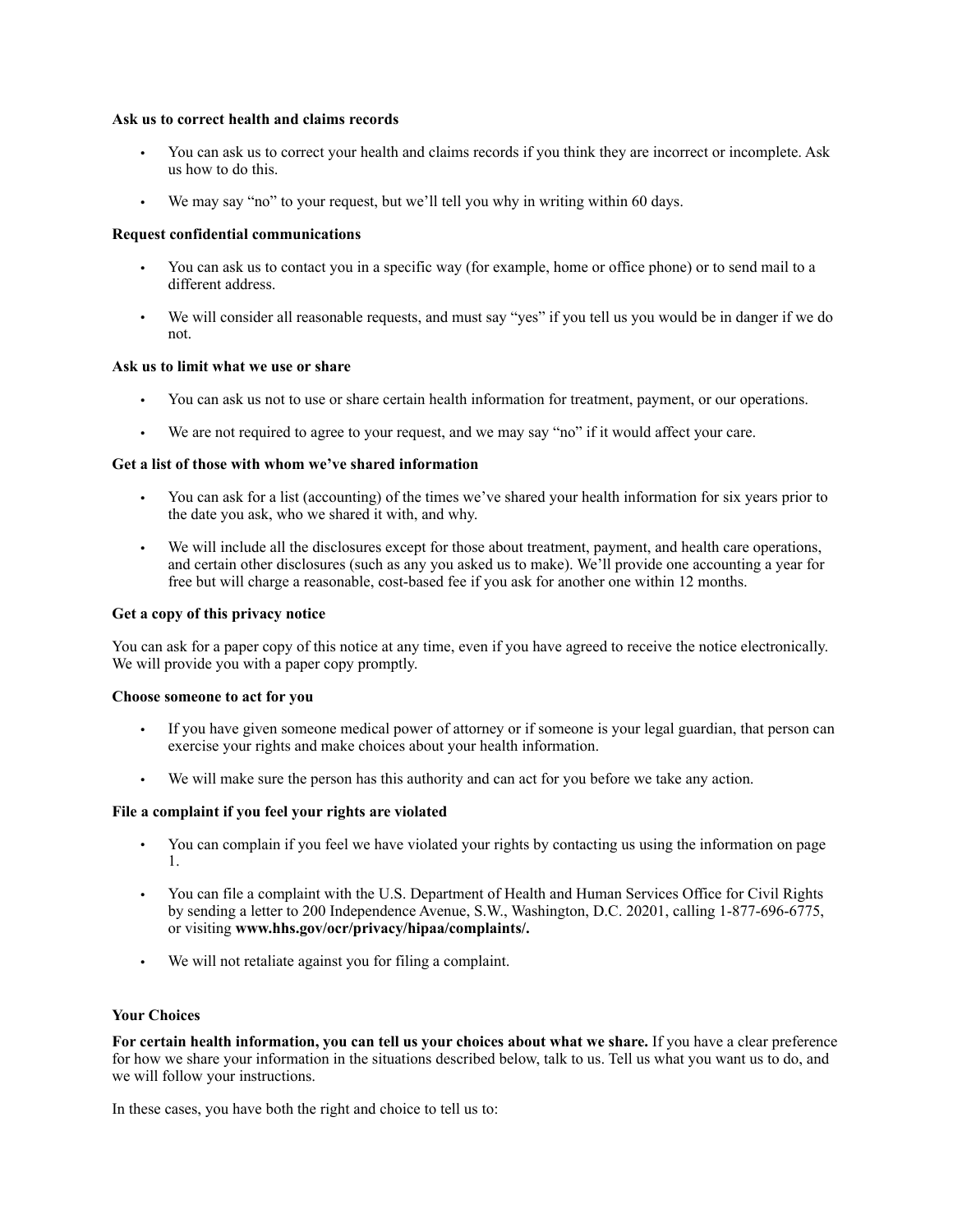**Ask us to correct health and claims records**

- You can ask us to correct your health and claims records if you think they are incorrect or incomplete. Ask us how to do this.
- We may say "no" to your request, but we'll tell you why in writing within 60 days.

**Request confidential communications**

- You can ask us to contact you in a specific way (for example, home or office phone) or to send mail to a different address.
- We will consider all reasonable requests, and must say "yes" if you tell us you would be in danger if we do not.

**Ask us to limit what we use or share**

- You can ask us not to use or share certain health information for treatment, payment, or our operations.
- We are not required to agree to your request, and we may say "no" if it would affect your care.

**Get a list of those with whom we've shared information**

- You can ask for a list (accounting) of the times we've shared your health information for six years prior to the date you ask, who we shared it with, and why.
- We will include all the disclosures except for those about treatment, payment, and health care operations, and certain other disclosures (such as any you asked us to make). We'll provide one accounting a year for free but will charge a reasonable, cost-based fee if you ask for another one within 12 months.

**Get a copy of this privacy notice**

You can ask for a paper copy of this notice at any time, even if you have agreed to receive the notice electronically. We will provide you with a paper copy promptly.

**Choose someone to act for you**

- If you have given someone medical power of attorney or if someone is your legal guardian, that person can exercise your rights and make choices about your health information.
- We will make sure the person has this authority and can act for you before we take any action.

**File a complaint if you feel your rights are violated**

- You can complain if you feel we have violated your rights by contacting us using the information on page 1.
- You can file a complaint with the U.S. Department of Health and Human Services Office for Civil Rights by sending a letter to 200 Independence Avenue, S.W., Washington, D.C. 20201, calling 1-877-696-6775, or visiting **www.hhs.gov/ocr/privacy/hipaa/complaints/.**
- We will not retaliate against you for filing a complaint.

**Your Choices**

**For certain health information, you can tell us your choices about what we share.** If you have a clear preference for how we share your information in the situations described below, talk to us. Tell us what you want us to do, and we will follow your instructions.

In these cases, you have both the right and choice to tell us to: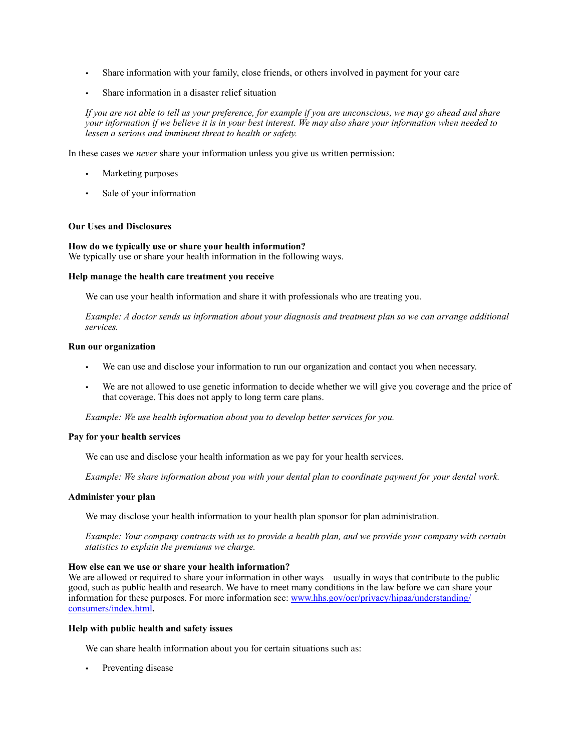- Share information with your family, close friends, or others involved in payment for your care
- Share information in a disaster relief situation

*If you are not able to tell us your preference, for example if you are unconscious, we may go ahead and share your information if we believe it is in your best interest. We may also share your information when needed to lessen a serious and imminent threat to health or safety.*

In these cases we *never* share your information unless you give us written permission:

- Marketing purposes
- Sale of your information

**Our Uses and Disclosures**

**How do we typically use or share your health information?**
We typically use or share your health information in the following ways.

**Help manage the health care treatment you receive**

We can use your health information and share it with professionals who are treating you.

*Example: A doctor sends us information about your diagnosis and treatment plan so we can arrange additional services.*

**Run our organization**

- We can use and disclose your information to run our organization and contact you when necessary.
- We are not allowed to use genetic information to decide whether we will give you coverage and the price of that coverage. This does not apply to long term care plans.

*Example: We use health information about you to develop better services for you.*

**Pay for your health services**

We can use and disclose your health information as we pay for your health services.

*Example: We share information about you with your dental plan to coordinate payment for your dental work.*

**Administer your plan**

We may disclose your health information to your health plan sponsor for plan administration.

*Example: Your company contracts with us to provide a health plan, and we provide your company with certain statistics to explain the premiums we charge.*

**How else can we use or share your health information?**
We are allowed or required to share your information in other ways – usually in ways that contribute to the public good, such as public health and research. We have to meet many conditions in the law before we can share your information for these purposes. For more information see: [www.hhs.gov/ocr/privacy/hipaa/understanding/consumers/index.html](http://www.hhs.gov/ocr/privacy/hipaa/understanding/consumers/index.html)**.**

**Help with public health and safety issues**

We can share health information about you for certain situations such as:

- Preventing disease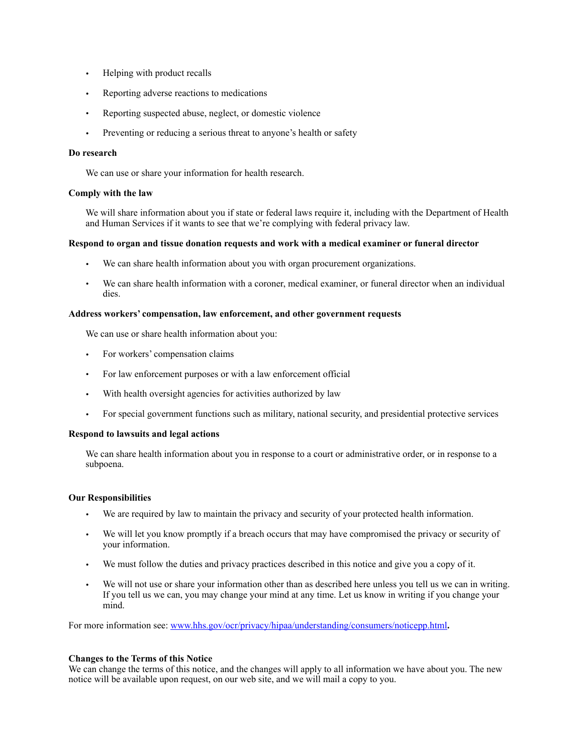- Helping with product recalls
- Reporting adverse reactions to medications
- Reporting suspected abuse, neglect, or domestic violence
- Preventing or reducing a serious threat to anyone's health or safety

**Do research**

We can use or share your information for health research.

**Comply with the law**

We will share information about you if state or federal laws require it, including with the Department of Health and Human Services if it wants to see that we're complying with federal privacy law.

**Respond to organ and tissue donation requests and work with a medical examiner or funeral director**

- We can share health information about you with organ procurement organizations.
- We can share health information with a coroner, medical examiner, or funeral director when an individual dies.

**Address workers' compensation, law enforcement, and other government requests**

We can use or share health information about you:

- For workers' compensation claims
- For law enforcement purposes or with a law enforcement official
- With health oversight agencies for activities authorized by law
- For special government functions such as military, national security, and presidential protective services

**Respond to lawsuits and legal actions**

We can share health information about you in response to a court or administrative order, or in response to a subpoena.

**Our Responsibilities**

- We are required by law to maintain the privacy and security of your protected health information.
- We will let you know promptly if a breach occurs that may have compromised the privacy or security of your information.
- We must follow the duties and privacy practices described in this notice and give you a copy of it.
- We will not use or share your information other than as described here unless you tell us we can in writing. If you tell us we can, you may change your mind at any time. Let us know in writing if you change your mind.

For more information see: [www.hhs.gov/ocr/privacy/hipaa/understanding/consumers/noticepp.html](http://www.hhs.gov/ocr/privacy/hipaa/understanding/consumers/noticepp.html)**.**

**Changes to the Terms of this Notice**
We can change the terms of this notice, and the changes will apply to all information we have about you. The new notice will be available upon request, on our web site, and we will mail a copy to you.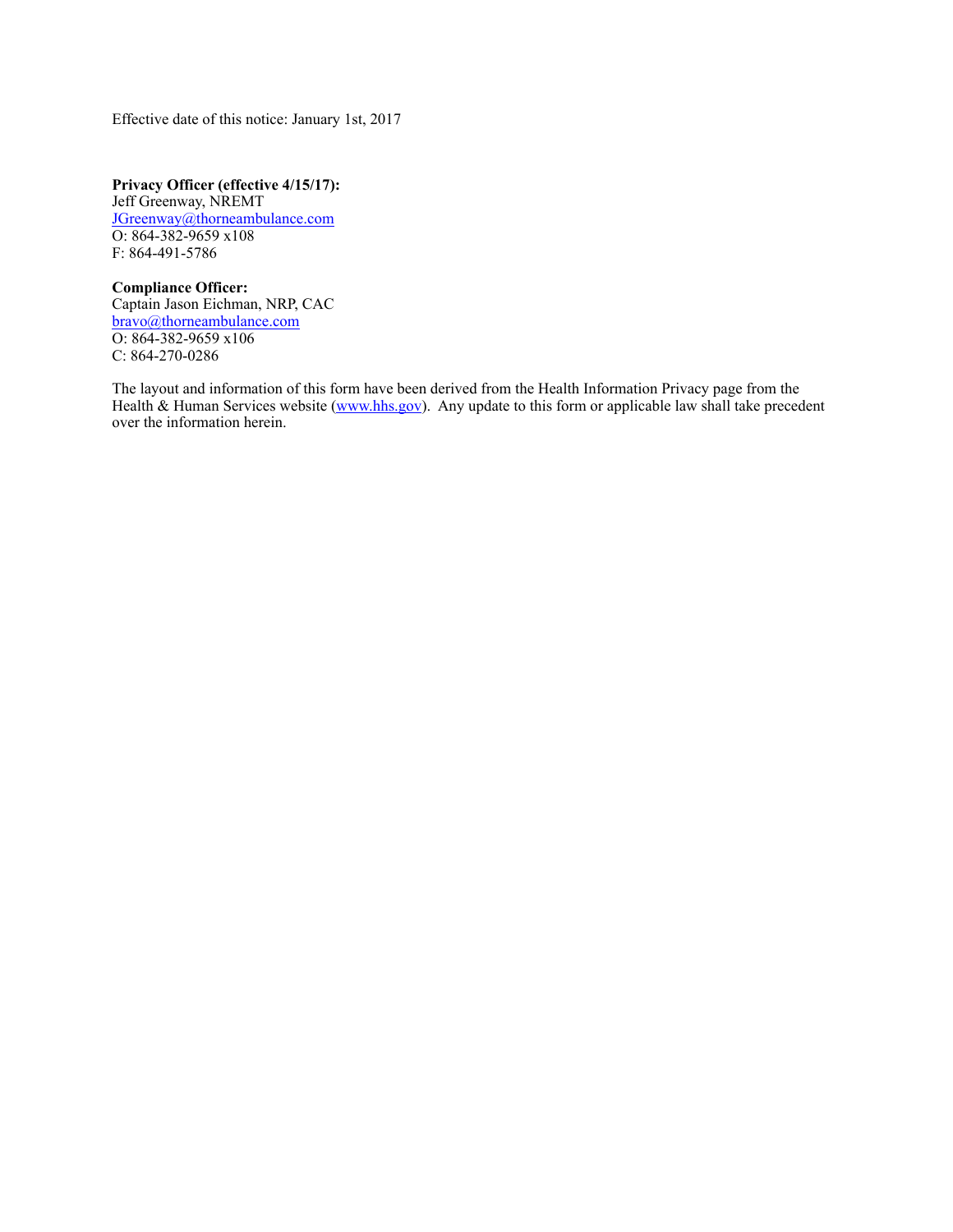Effective date of this notice: January 1st, 2017

**Privacy Officer (effective 4/15/17):**
Jeff Greenway, NREMT
JGreenway@thorneambulance.com
O: 864-382-9659 x108
F: 864-491-5786

**Compliance Officer:**
Captain Jason Eichman, NRP, CAC
bravo@thorneambulance.com
O: 864-382-9659 x106
C: 864-270-0286

The layout and information of this form have been derived from the Health Information Privacy page from the Health & Human Services website (www.hhs.gov). Any update to this form or applicable law shall take precedent over the information herein.